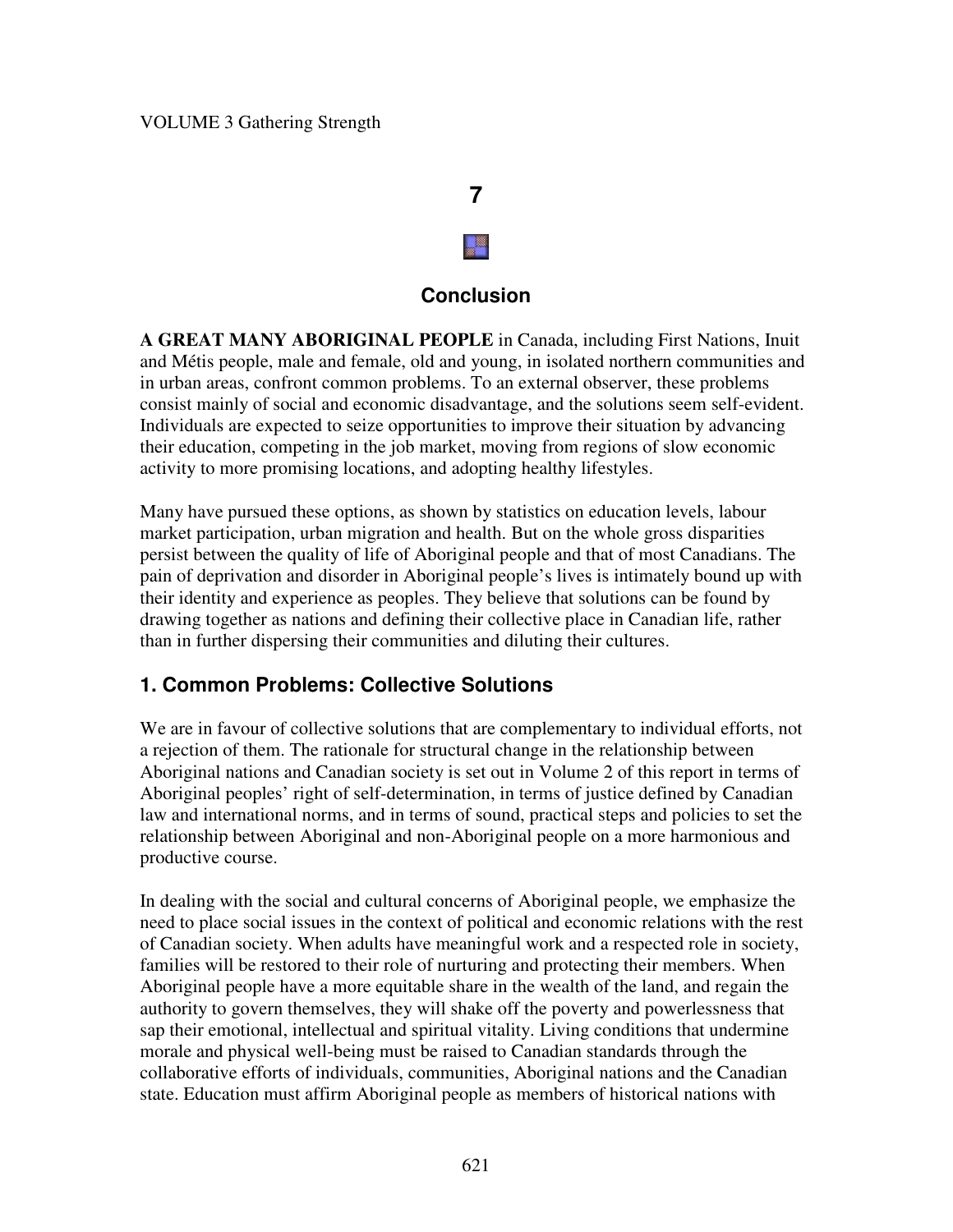# 7

## Conclusion

**A GREAT MANY ABORIGINAL PEOPLE** in Canada, including First Nations, Inuit and Métis people, male and female, old and young, in isolated northern communities and in urban areas, confront common problems. To an external observer, these problems consist mainly of social and economic disadvantage, and the solutions seem self-evident. Individuals are expected to seize opportunities to improve their situation by advancing their education, competing in the job market, moving from regions of slow economic activity to more promising locations, and adopting healthy lifestyles.

Many have pursued these options, as shown by statistics on education levels, labour market participation, urban migration and health. But on the whole gross disparities persist between the quality of life of Aboriginal people and that of most Canadians. The pain of deprivation and disorder in Aboriginal people's lives is intimately bound up with their identity and experience as peoples. They believe that solutions can be found by drawing together as nations and defining their collective place in Canadian life, rather than in further dispersing their communities and diluting their cultures.

## 1. Common Problems: Collective Solutions

We are in favour of collective solutions that are complementary to individual efforts, not a rejection of them. The rationale for structural change in the relationship between Aboriginal nations and Canadian society is set out in Volume 2 of this report in terms of Aboriginal peoples' right of self-determination, in terms of justice defined by Canadian law and international norms, and in terms of sound, practical steps and policies to set the relationship between Aboriginal and non-Aboriginal people on a more harmonious and productive course.

In dealing with the social and cultural concerns of Aboriginal people, we emphasize the need to place social issues in the context of political and economic relations with the rest of Canadian society. When adults have meaningful work and a respected role in society, families will be restored to their role of nurturing and protecting their members. When Aboriginal people have a more equitable share in the wealth of the land, and regain the authority to govern themselves, they will shake off the poverty and powerlessness that sap their emotional, intellectual and spiritual vitality. Living conditions that undermine morale and physical well-being must be raised to Canadian standards through the collaborative efforts of individuals, communities, Aboriginal nations and the Canadian state. Education must affirm Aboriginal people as members of historical nations with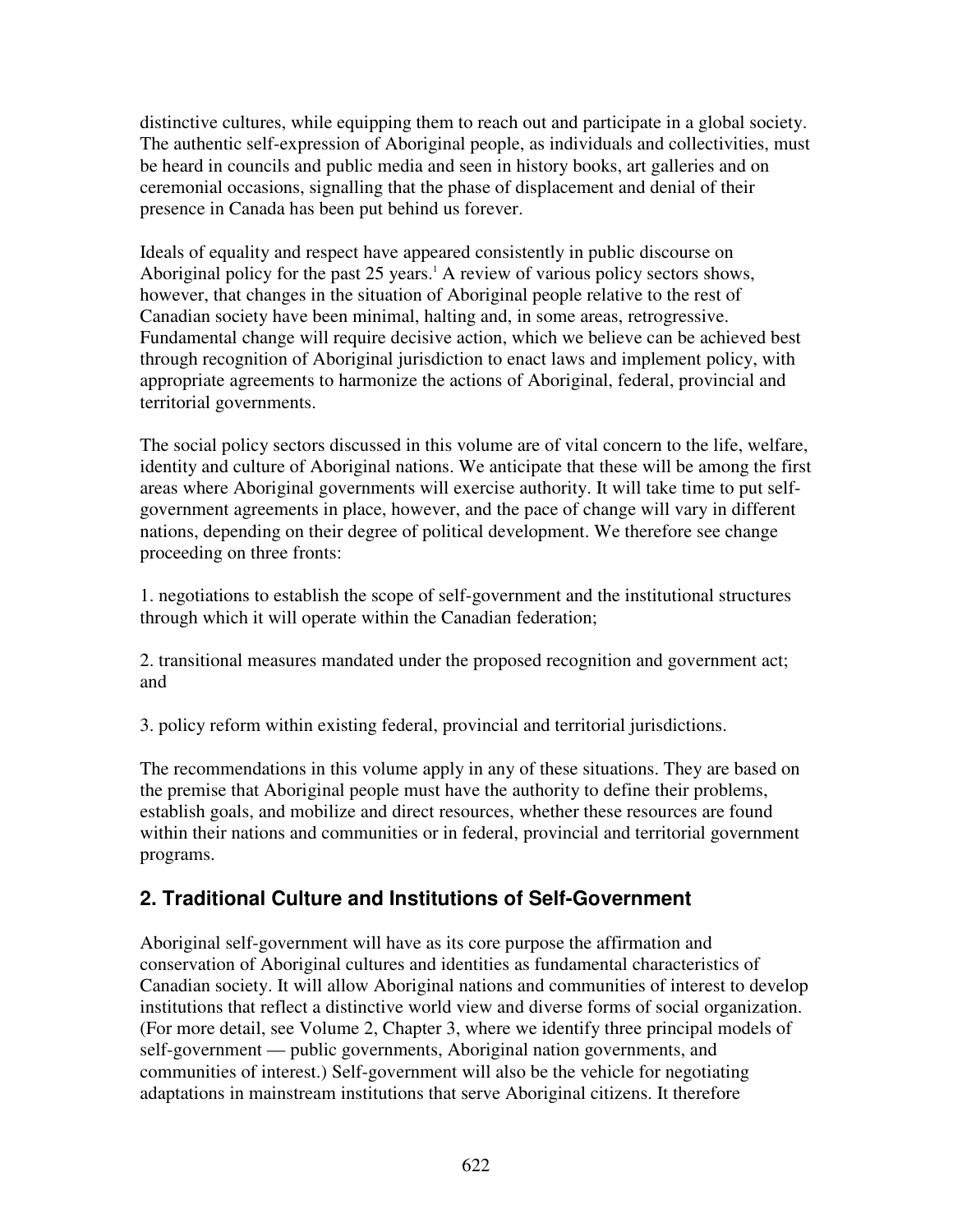distinctive cultures, while equipping them to reach out and participate in a global society. The authentic self-expression of Aboriginal people, as individuals and collectivities, must be heard in councils and public media and seen in history books, art galleries and on ceremonial occasions, signalling that the phase of displacement and denial of their presence in Canada has been put behind us forever.

Ideals of equality and respect have appeared consistently in public discourse on Aboriginal policy for the past 25 years.[1] A review of various policy sectors shows, however, that changes in the situation of Aboriginal people relative to the rest of Canadian society have been minimal, halting and, in some areas, retrogressive. Fundamental change will require decisive action, which we believe can be achieved best through recognition of Aboriginal jurisdiction to enact laws and implement policy, with appropriate agreements to harmonize the actions of Aboriginal, federal, provincial and territorial governments.

The social policy sectors discussed in this volume are of vital concern to the life, welfare, identity and culture of Aboriginal nations. We anticipate that these will be among the first areas where Aboriginal governments will exercise authority. It will take time to put self-government agreements in place, however, and the pace of change will vary in different nations, depending on their degree of political development. We therefore see change proceeding on three fronts:

1. negotiations to establish the scope of self-government and the institutional structures through which it will operate within the Canadian federation;

2. transitional measures mandated under the proposed recognition and government act; and

3. policy reform within existing federal, provincial and territorial jurisdictions.

The recommendations in this volume apply in any of these situations. They are based on the premise that Aboriginal people must have the authority to define their problems, establish goals, and mobilize and direct resources, whether these resources are found within their nations and communities or in federal, provincial and territorial government programs.

## 2. Traditional Culture and Institutions of Self-Government

Aboriginal self-government will have as its core purpose the affirmation and conservation of Aboriginal cultures and identities as fundamental characteristics of Canadian society. It will allow Aboriginal nations and communities of interest to develop institutions that reflect a distinctive world view and diverse forms of social organization. (For more detail, see Volume 2, Chapter 3, where we identify three principal models of self-government — public governments, Aboriginal nation governments, and communities of interest.) Self-government will also be the vehicle for negotiating adaptations in mainstream institutions that serve Aboriginal citizens. It therefore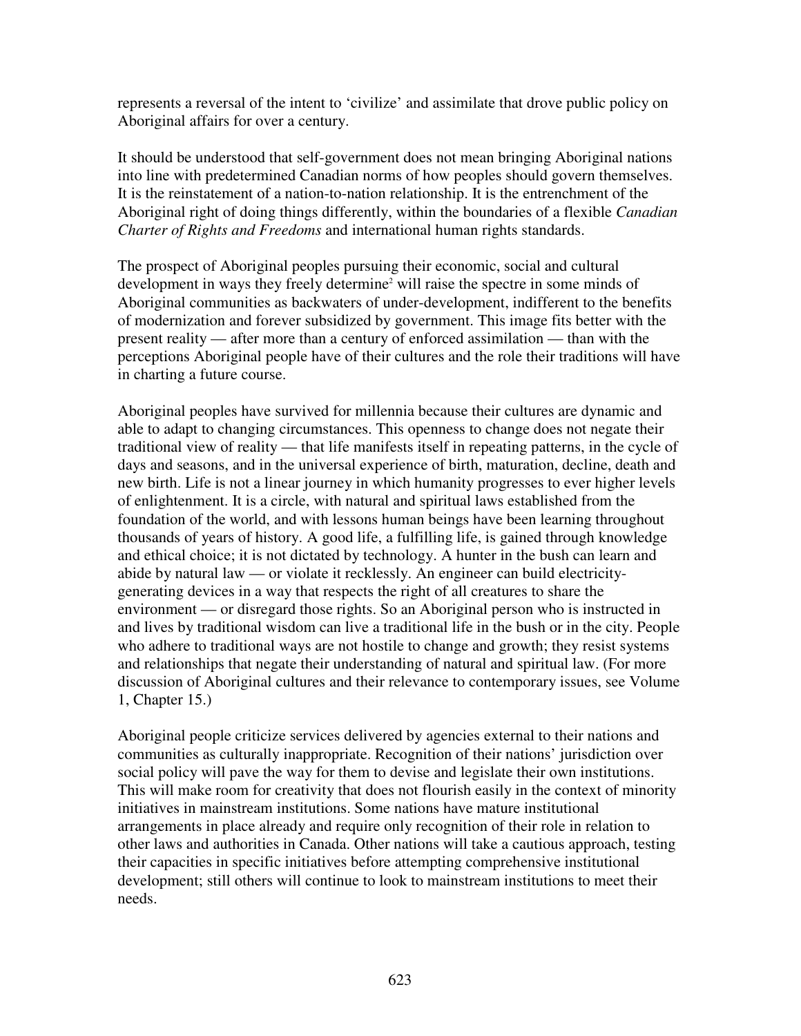represents a reversal of the intent to 'civilize' and assimilate that drove public policy on Aboriginal affairs for over a century.

It should be understood that self-government does not mean bringing Aboriginal nations into line with predetermined Canadian norms of how peoples should govern themselves. It is the reinstatement of a nation-to-nation relationship. It is the entrenchment of the Aboriginal right of doing things differently, within the boundaries of a flexible *Canadian Charter of Rights and Freedoms* and international human rights standards.

The prospect of Aboriginal peoples pursuing their economic, social and cultural development in ways they freely determine[2] will raise the spectre in some minds of Aboriginal communities as backwaters of under-development, indifferent to the benefits of modernization and forever subsidized by government. This image fits better with the present reality — after more than a century of enforced assimilation — than with the perceptions Aboriginal people have of their cultures and the role their traditions will have in charting a future course.

Aboriginal peoples have survived for millennia because their cultures are dynamic and able to adapt to changing circumstances. This openness to change does not negate their traditional view of reality — that life manifests itself in repeating patterns, in the cycle of days and seasons, and in the universal experience of birth, maturation, decline, death and new birth. Life is not a linear journey in which humanity progresses to ever higher levels of enlightenment. It is a circle, with natural and spiritual laws established from the foundation of the world, and with lessons human beings have been learning throughout thousands of years of history. A good life, a fulfilling life, is gained through knowledge and ethical choice; it is not dictated by technology. A hunter in the bush can learn and abide by natural law — or violate it recklessly. An engineer can build electricity-generating devices in a way that respects the right of all creatures to share the environment — or disregard those rights. So an Aboriginal person who is instructed in and lives by traditional wisdom can live a traditional life in the bush or in the city. People who adhere to traditional ways are not hostile to change and growth; they resist systems and relationships that negate their understanding of natural and spiritual law. (For more discussion of Aboriginal cultures and their relevance to contemporary issues, see Volume 1, Chapter 15.)

Aboriginal people criticize services delivered by agencies external to their nations and communities as culturally inappropriate. Recognition of their nations' jurisdiction over social policy will pave the way for them to devise and legislate their own institutions. This will make room for creativity that does not flourish easily in the context of minority initiatives in mainstream institutions. Some nations have mature institutional arrangements in place already and require only recognition of their role in relation to other laws and authorities in Canada. Other nations will take a cautious approach, testing their capacities in specific initiatives before attempting comprehensive institutional development; still others will continue to look to mainstream institutions to meet their needs.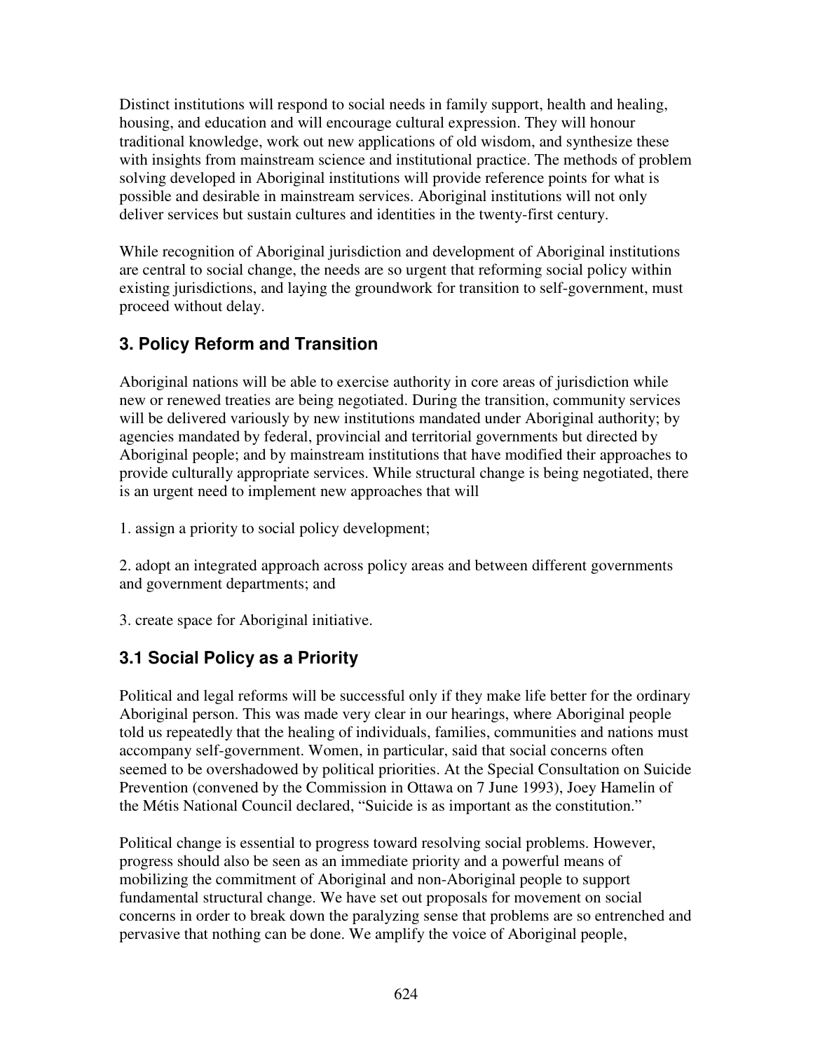Distinct institutions will respond to social needs in family support, health and healing, housing, and education and will encourage cultural expression. They will honour traditional knowledge, work out new applications of old wisdom, and synthesize these with insights from mainstream science and institutional practice. The methods of problem solving developed in Aboriginal institutions will provide reference points for what is possible and desirable in mainstream services. Aboriginal institutions will not only deliver services but sustain cultures and identities in the twenty-first century.

While recognition of Aboriginal jurisdiction and development of Aboriginal institutions are central to social change, the needs are so urgent that reforming social policy within existing jurisdictions, and laying the groundwork for transition to self-government, must proceed without delay.

## 3. Policy Reform and Transition

Aboriginal nations will be able to exercise authority in core areas of jurisdiction while new or renewed treaties are being negotiated. During the transition, community services will be delivered variously by new institutions mandated under Aboriginal authority; by agencies mandated by federal, provincial and territorial governments but directed by Aboriginal people; and by mainstream institutions that have modified their approaches to provide culturally appropriate services. While structural change is being negotiated, there is an urgent need to implement new approaches that will

1. assign a priority to social policy development;

2. adopt an integrated approach across policy areas and between different governments and government departments; and

3. create space for Aboriginal initiative.

### 3.1 Social Policy as a Priority

Political and legal reforms will be successful only if they make life better for the ordinary Aboriginal person. This was made very clear in our hearings, where Aboriginal people told us repeatedly that the healing of individuals, families, communities and nations must accompany self-government. Women, in particular, said that social concerns often seemed to be overshadowed by political priorities. At the Special Consultation on Suicide Prevention (convened by the Commission in Ottawa on 7 June 1993), Joey Hamelin of the Métis National Council declared, “Suicide is as important as the constitution.”

Political change is essential to progress toward resolving social problems. However, progress should also be seen as an immediate priority and a powerful means of mobilizing the commitment of Aboriginal and non-Aboriginal people to support fundamental structural change. We have set out proposals for movement on social concerns in order to break down the paralyzing sense that problems are so entrenched and pervasive that nothing can be done. We amplify the voice of Aboriginal people,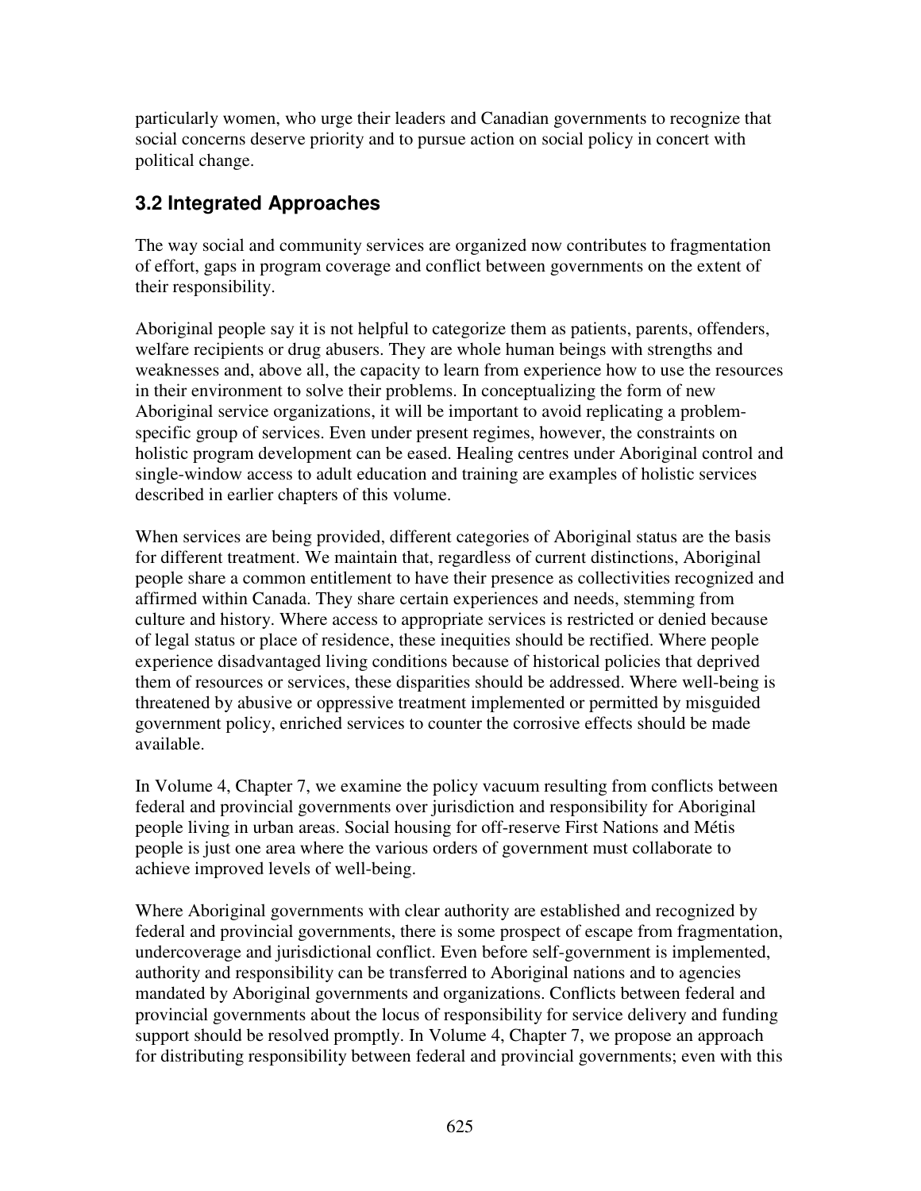particularly women, who urge their leaders and Canadian governments to recognize that social concerns deserve priority and to pursue action on social policy in concert with political change.

### 3.2 Integrated Approaches

The way social and community services are organized now contributes to fragmentation of effort, gaps in program coverage and conflict between governments on the extent of their responsibility.

Aboriginal people say it is not helpful to categorize them as patients, parents, offenders, welfare recipients or drug abusers. They are whole human beings with strengths and weaknesses and, above all, the capacity to learn from experience how to use the resources in their environment to solve their problems. In conceptualizing the form of new Aboriginal service organizations, it will be important to avoid replicating a problem-specific group of services. Even under present regimes, however, the constraints on holistic program development can be eased. Healing centres under Aboriginal control and single-window access to adult education and training are examples of holistic services described in earlier chapters of this volume.

When services are being provided, different categories of Aboriginal status are the basis for different treatment. We maintain that, regardless of current distinctions, Aboriginal people share a common entitlement to have their presence as collectivities recognized and affirmed within Canada. They share certain experiences and needs, stemming from culture and history. Where access to appropriate services is restricted or denied because of legal status or place of residence, these inequities should be rectified. Where people experience disadvantaged living conditions because of historical policies that deprived them of resources or services, these disparities should be addressed. Where well-being is threatened by abusive or oppressive treatment implemented or permitted by misguided government policy, enriched services to counter the corrosive effects should be made available.

In Volume 4, Chapter 7, we examine the policy vacuum resulting from conflicts between federal and provincial governments over jurisdiction and responsibility for Aboriginal people living in urban areas. Social housing for off-reserve First Nations and Métis people is just one area where the various orders of government must collaborate to achieve improved levels of well-being.

Where Aboriginal governments with clear authority are established and recognized by federal and provincial governments, there is some prospect of escape from fragmentation, undercoverage and jurisdictional conflict. Even before self-government is implemented, authority and responsibility can be transferred to Aboriginal nations and to agencies mandated by Aboriginal governments and organizations. Conflicts between federal and provincial governments about the locus of responsibility for service delivery and funding support should be resolved promptly. In Volume 4, Chapter 7, we propose an approach for distributing responsibility between federal and provincial governments; even with this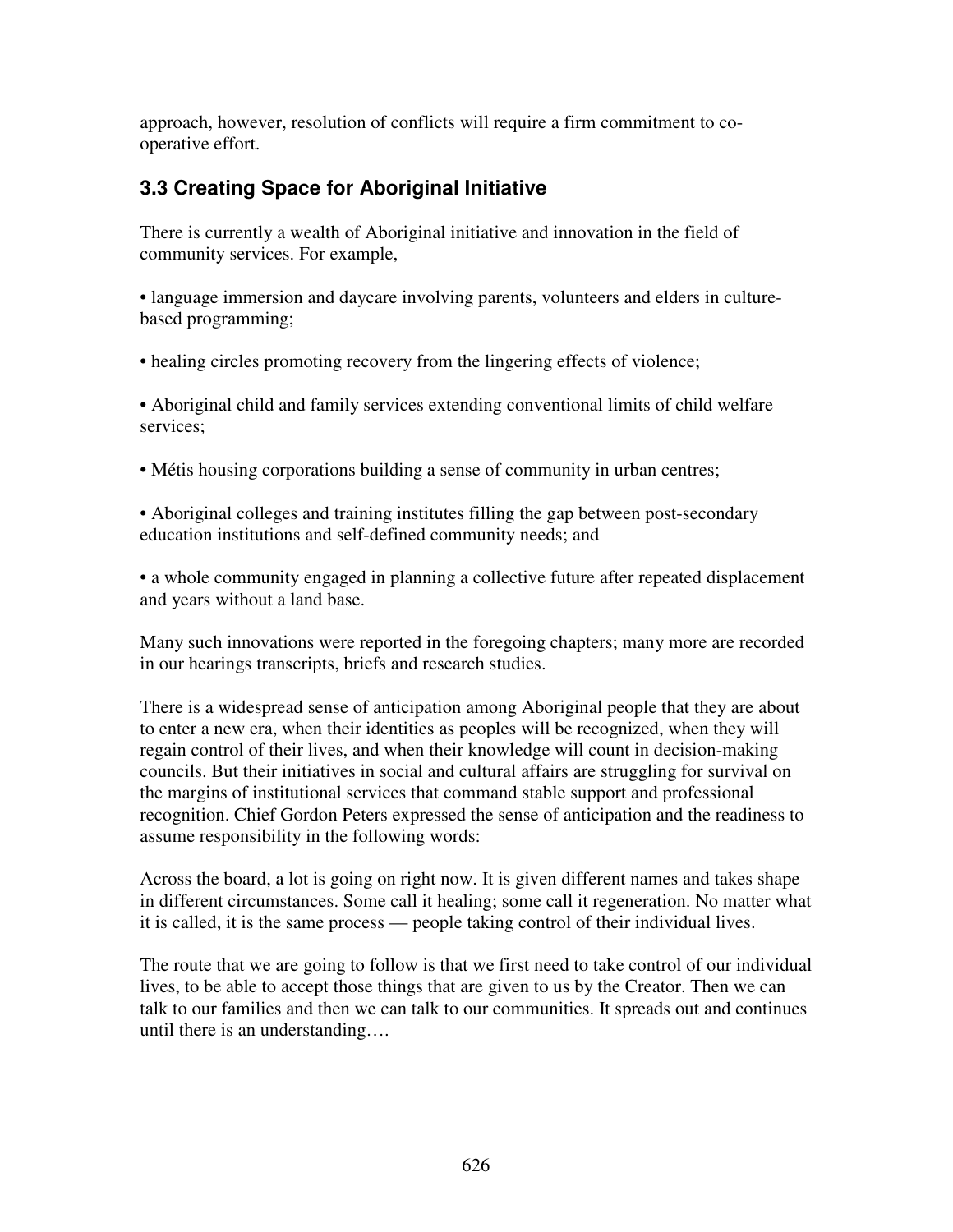approach, however, resolution of conflicts will require a firm commitment to co-operative effort.

### 3.3 Creating Space for Aboriginal Initiative

There is currently a wealth of Aboriginal initiative and innovation in the field of community services. For example,

- language immersion and daycare involving parents, volunteers and elders in culture-based programming;
- healing circles promoting recovery from the lingering effects of violence;
- Aboriginal child and family services extending conventional limits of child welfare services;
- Métis housing corporations building a sense of community in urban centres;
- Aboriginal colleges and training institutes filling the gap between post-secondary education institutions and self-defined community needs; and
- a whole community engaged in planning a collective future after repeated displacement and years without a land base.

Many such innovations were reported in the foregoing chapters; many more are recorded in our hearings transcripts, briefs and research studies.

There is a widespread sense of anticipation among Aboriginal people that they are about to enter a new era, when their identities as peoples will be recognized, when they will regain control of their lives, and when their knowledge will count in decision-making councils. But their initiatives in social and cultural affairs are struggling for survival on the margins of institutional services that command stable support and professional recognition. Chief Gordon Peters expressed the sense of anticipation and the readiness to assume responsibility in the following words:

Across the board, a lot is going on right now. It is given different names and takes shape in different circumstances. Some call it healing; some call it regeneration. No matter what it is called, it is the same process — people taking control of their individual lives.

The route that we are going to follow is that we first need to take control of our individual lives, to be able to accept those things that are given to us by the Creator. Then we can talk to our families and then we can talk to our communities. It spreads out and continues until there is an understanding….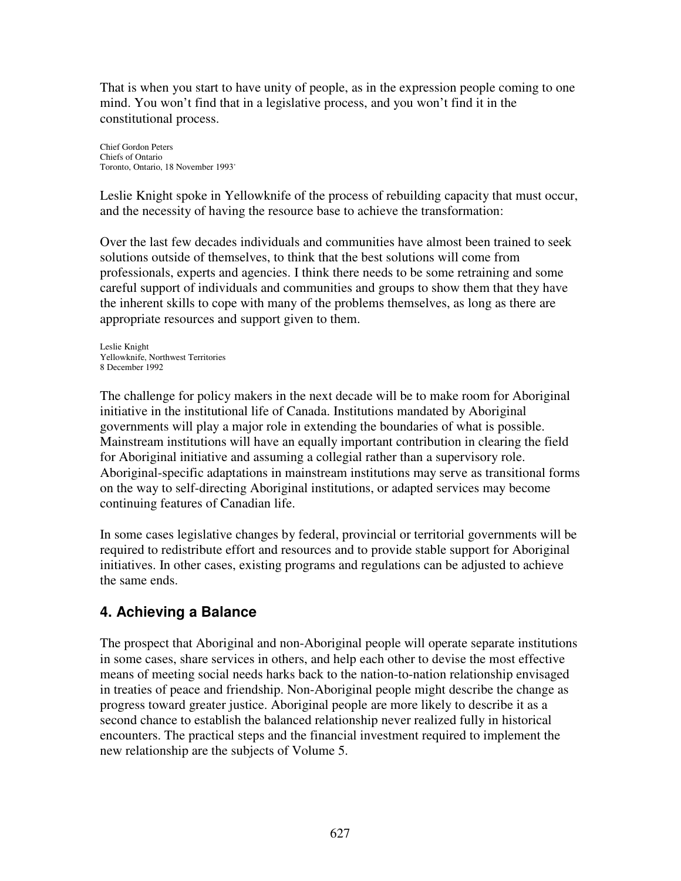That is when you start to have unity of people, as in the expression people coming to one mind. You won't find that in a legislative process, and you won't find it in the constitutional process.

Chief Gordon Peters
Chiefs of Ontario
Toronto, Ontario, 18 November 1993*

Leslie Knight spoke in Yellowknife of the process of rebuilding capacity that must occur, and the necessity of having the resource base to achieve the transformation:

Over the last few decades individuals and communities have almost been trained to seek solutions outside of themselves, to think that the best solutions will come from professionals, experts and agencies. I think there needs to be some retraining and some careful support of individuals and communities and groups to show them that they have the inherent skills to cope with many of the problems themselves, as long as there are appropriate resources and support given to them.

Leslie Knight
Yellowknife, Northwest Territories
8 December 1992

The challenge for policy makers in the next decade will be to make room for Aboriginal initiative in the institutional life of Canada. Institutions mandated by Aboriginal governments will play a major role in extending the boundaries of what is possible. Mainstream institutions will have an equally important contribution in clearing the field for Aboriginal initiative and assuming a collegial rather than a supervisory role. Aboriginal-specific adaptations in mainstream institutions may serve as transitional forms on the way to self-directing Aboriginal institutions, or adapted services may become continuing features of Canadian life.

In some cases legislative changes by federal, provincial or territorial governments will be required to redistribute effort and resources and to provide stable support for Aboriginal initiatives. In other cases, existing programs and regulations can be adjusted to achieve the same ends.

## 4. Achieving a Balance

The prospect that Aboriginal and non-Aboriginal people will operate separate institutions in some cases, share services in others, and help each other to devise the most effective means of meeting social needs harks back to the nation-to-nation relationship envisaged in treaties of peace and friendship. Non-Aboriginal people might describe the change as progress toward greater justice. Aboriginal people are more likely to describe it as a second chance to establish the balanced relationship never realized fully in historical encounters. The practical steps and the financial investment required to implement the new relationship are the subjects of Volume 5.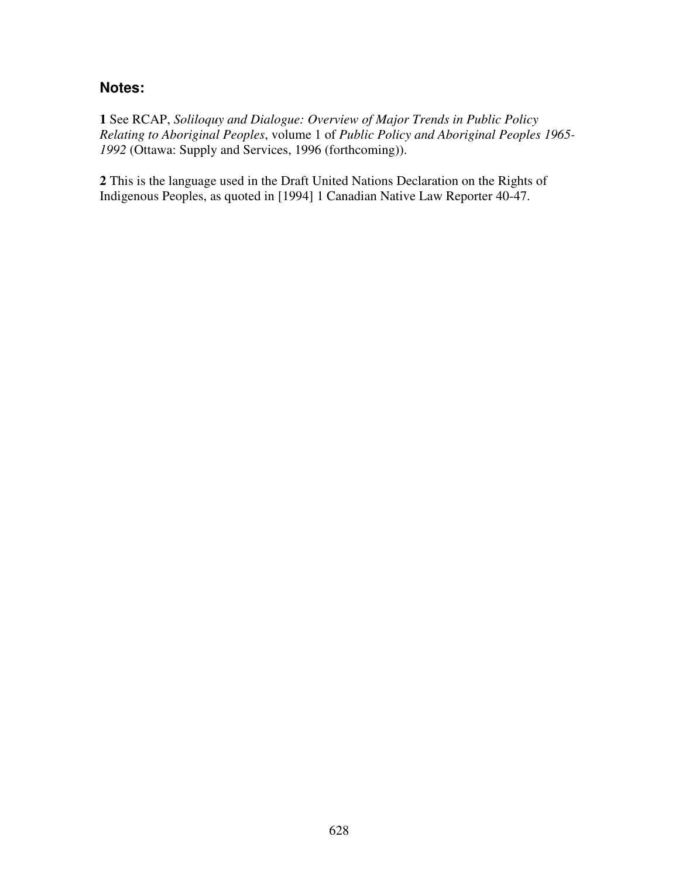## Notes:

**1** See RCAP, *Soliloquy and Dialogue: Overview of Major Trends in Public Policy Relating to Aboriginal Peoples*, volume 1 of *Public Policy and Aboriginal Peoples 1965-1992* (Ottawa: Supply and Services, 1996 (forthcoming)).

**2** This is the language used in the Draft United Nations Declaration on the Rights of Indigenous Peoples, as quoted in [1994] 1 Canadian Native Law Reporter 40-47.